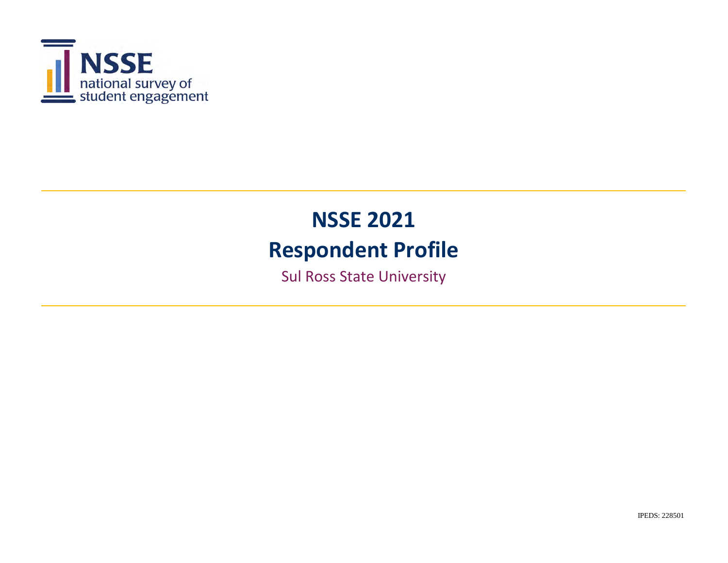NSSE

national survey of student engagement

# NSSE 2021

# Respondent Profile

Sul Ross State University

IPEDS: 228501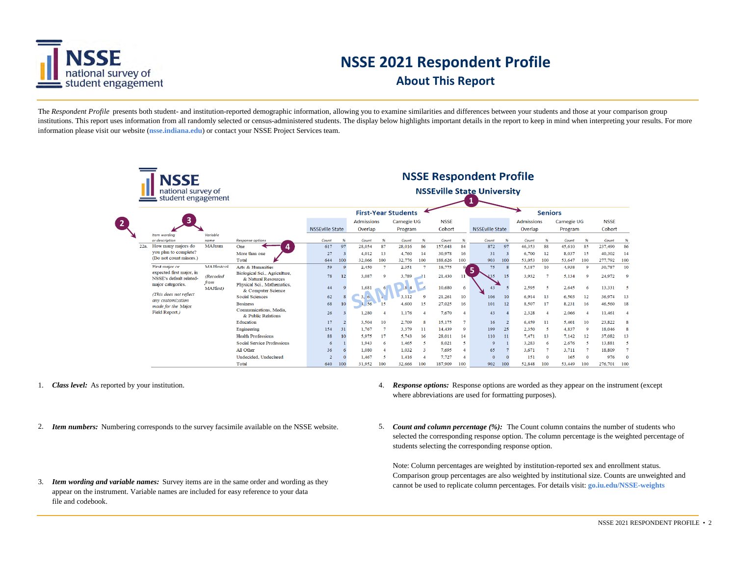# NSSE 2021 Respondent Profile

## About This Report

The *Respondent Profile* presents both student- and institution-reported demographic information, allowing you to examine similarities and differences between your students and those at your comparison group institutions. This report uses information from all randomly selected or census-administered students. The display below highlights important details in the report to keep in mind when interpreting your results. For more information please visit our website (**nsse.indiana.edu**) or contact your NSSE Project Services team.

### NSSE Respondent Profile
#### NSSEville State University

| | Item wording or description | Variable name | Response options | First-Year Students: NSSEville State Count | % | Admissions Overlap Count | % | Carnegie UG Program Count | % | NSSE Cohort Count | % | Seniors: NSSEville State Count | % | Admissions Overlap Count | % | Carnegie UG Program Count | % | NSSE Cohort Count | % |
|---|---|---|---|---|---|---|---|---|---|---|---|---|---|---|---|---|---|---|---|
| 22a. | How many majors do you plan to complete? (Do not count minors.) | MAJnum | One | 617 | 97 | 28,054 | 87 | 28,016 | 86 | 157,648 | 84 | 872 | 97 | 46,353 | 88 | 45,610 | 85 | 237,490 | 86 |
| | | | More than one | 27 | 3 | 4,012 | 13 | 4,760 | 14 | 30,978 | 16 | 31 | 3 | 6,700 | 12 | 8,037 | 15 | 40,302 | 14 |
| | | | Total | 644 | 100 | 32,066 | 100 | 32,776 | 100 | 188,626 | 100 | 903 | 100 | 53,053 | 100 | 53,647 | 100 | 277,792 | 100 |
| | First major or expected first major, in NSSE's default related-major categories. (This does not reflect any customization made for the Major Field Report.) | MAJfirstcol (Recoded from MAJfirst) | Arts & Humanities | 59 | 9 | 2,450 | 7 | 2,351 | 7 | 18,775 | 9 | 75 | 8 | 5,187 | 10 | 4,938 | 9 | 30,787 | 10 |
| | | | Biological Sci., Agriculture, & Natural Resources | 78 | 12 | 3,087 | 9 | 3,789 | 11 | 21,430 | 11 | 135 | 15 | 3,932 | 7 | 5,134 | 9 | 24,972 | 9 |
| | | | Physical Sci., Mathematics, & Computer Science | 44 | 9 | 1,681 | 6 | 1,844 | 6 | 10,680 | 6 | 43 | 5 | 2,595 | 5 | 2,645 | 6 | 13,331 | 5 |
| | | | Social Sciences | 62 | 8 | 3,6.. | 1. | 3,112 | 9 | 21,261 | 10 | 106 | 10 | 6,914 | 13 | 6,503 | 12 | 36,974 | 13 |
| | | | Business | 68 | 10 | 3,.56 | 15 | 4,600 | 15 | 27,025 | 16 | 101 | 12 | 8,507 | 17 | 8,231 | 16 | 46,560 | 18 |
| | | | Communications, Media, & Public Relations | 26 | 3 | 1,280 | 4 | 1,176 | 4 | 7,670 | 4 | 43 | 4 | 2,328 | 4 | 2,066 | 4 | 11,461 | 4 |
| | | | Education | 17 | 2 | 3,504 | 10 | 2,709 | 8 | 15,175 | 7 | 16 | 2 | 6,459 | 11 | 5,401 | 10 | 23,822 | 8 |
| | | | Engineering | 154 | 31 | 1,767 | 7 | 3,379 | 11 | 14,439 | 9 | 199 | 25 | 2,350 | 5 | 4,837 | 9 | 18,046 | 8 |
| | | | Health Professions | 88 | 10 | 5,975 | 17 | 5,743 | 16 | 28,011 | 14 | 110 | 11 | 7,471 | 13 | 7,142 | 12 | 37,082 | 13 |
| | | | Social Service Professions | 6 | 1 | 1,943 | 6 | 1,465 | 5 | 8,021 | 5 | 9 | 1 | 3,283 | 6 | 2,676 | 5 | 13,881 | 5 |
| | | | All Other | 36 | 6 | 1,080 | 4 | 1,032 | 3 | 7,695 | 4 | 65 | 7 | 3,671 | 7 | 3,711 | 7 | 18,809 | 7 |
| | | | Undecided, Undeclared | 2 | 0 | 1,467 | 5 | 1,416 | 4 | 7,727 | 4 | 0 | 0 | 151 | 0 | 165 | 0 | 976 | 0 |
| | | | Total | 640 | 100 | 31,952 | 100 | 32,666 | 100 | 187,909 | 100 | 902 | 100 | 52,848 | 100 | 53,449 | 100 | 276,701 | 100 |

SAMPLE

1. ***Class level:*** As reported by your institution.
2. ***Item numbers:*** Numbering corresponds to the survey facsimile available on the NSSE website.
3. ***Item wording and variable names:*** Survey items are in the same order and wording as they appear on the instrument. Variable names are included for easy reference to your data file and codebook.
4. ***Response options:*** Response options are worded as they appear on the instrument (except where abbreviations are used for formatting purposes).
5. ***Count and column percentage (%):*** The Count column contains the number of students who selected the corresponding response option. The column percentage is the weighted percentage of students selecting the corresponding response option.

Note: Column percentages are weighted by institution-reported sex and enrollment status. Comparison group percentages are also weighted by institutional size. Counts are unweighted and cannot be used to replicate column percentages. For details visit: **go.iu.edu/NSSE-weights**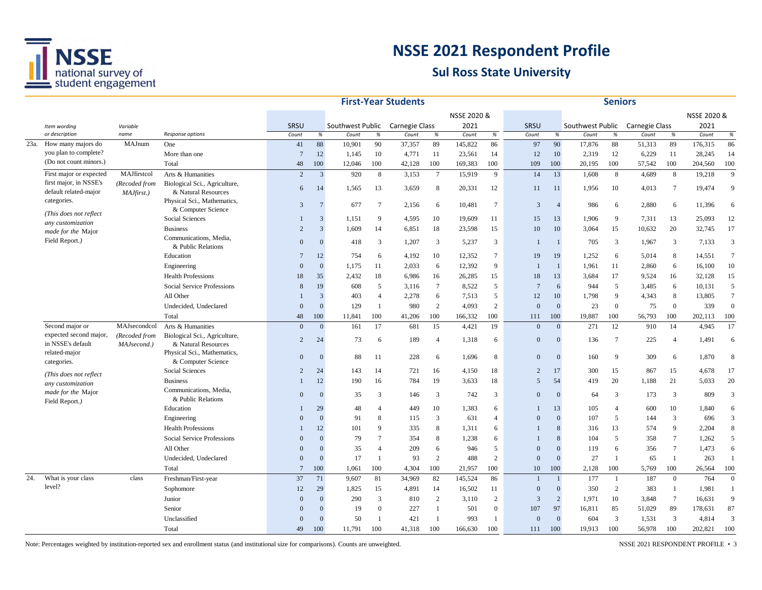# NSSE 2021 Respondent Profile

## Sul Ross State University

| | Item wording or description | Variable name | Response options | First-Year Students | | | | | | | | Seniors | | | | | | | |
|---|---|---|---|---|---|---|---|---|---|---|---|---|---|---|---|---|---|---|---|
| | | | | SRSU | | Southwest Public | | Carnegie Class | | NSSE 2020 & 2021 | | SRSU | | Southwest Public | | Carnegie Class | | NSSE 2020 & 2021 | |
| | | | | Count | % | Count | % | Count | % | Count | % | Count | % | Count | % | Count | % | Count | % |
| 23a. | How many majors do you plan to complete? (Do not count minors.) | MAJnum | One | 41 | 88 | 10,901 | 90 | 37,357 | 89 | 145,822 | 86 | 97 | 90 | 17,876 | 88 | 51,313 | 89 | 176,315 | 86 |
| | | | More than one | 7 | 12 | 1,145 | 10 | 4,771 | 11 | 23,561 | 14 | 12 | 10 | 2,319 | 12 | 6,229 | 11 | 28,245 | 14 |
| | | | Total | 48 | 100 | 12,046 | 100 | 42,128 | 100 | 169,383 | 100 | 109 | 100 | 20,195 | 100 | 57,542 | 100 | 204,560 | 100 |
| | First major or expected first major, in NSSE's default related-major categories. *(This does not reflect any customization made for the* Major Field Report.*)* | MAJfirstcol *(Recoded from MAJfirst.)* | Arts & Humanities | 2 | 3 | 920 | 8 | 3,153 | 7 | 15,919 | 9 | 14 | 13 | 1,608 | 8 | 4,689 | 8 | 19,218 | 9 |
| | | | Biological Sci., Agriculture, & Natural Resources | 6 | 14 | 1,565 | 13 | 3,659 | 8 | 20,331 | 12 | 11 | 11 | 1,956 | 10 | 4,013 | 7 | 19,474 | 9 |
| | | | Physical Sci., Mathematics, & Computer Science | 3 | 7 | 677 | 7 | 2,156 | 6 | 10,481 | 7 | 3 | 4 | 986 | 6 | 2,880 | 6 | 11,396 | 6 |
| | | | Social Sciences | 1 | 3 | 1,151 | 9 | 4,595 | 10 | 19,609 | 11 | 15 | 13 | 1,906 | 9 | 7,311 | 13 | 25,093 | 12 |
| | | | Business | 2 | 3 | 1,609 | 14 | 6,851 | 18 | 23,598 | 15 | 10 | 10 | 3,064 | 15 | 10,632 | 20 | 32,745 | 17 |
| | | | Communications, Media, & Public Relations | 0 | 0 | 418 | 3 | 1,207 | 3 | 5,237 | 3 | 1 | 1 | 705 | 3 | 1,967 | 3 | 7,133 | 3 |
| | | | Education | 7 | 12 | 754 | 6 | 4,192 | 10 | 12,352 | 7 | 19 | 19 | 1,252 | 6 | 5,014 | 8 | 14,551 | 7 |
| | | | Engineering | 0 | 0 | 1,175 | 11 | 2,033 | 6 | 12,392 | 9 | 1 | 1 | 1,961 | 11 | 2,860 | 6 | 16,100 | 10 |
| | | | Health Professions | 18 | 35 | 2,432 | 18 | 6,986 | 16 | 26,285 | 15 | 18 | 13 | 3,684 | 17 | 9,524 | 16 | 32,128 | 15 |
| | | | Social Service Professions | 8 | 19 | 608 | 5 | 3,116 | 7 | 8,522 | 5 | 7 | 6 | 944 | 5 | 3,485 | 6 | 10,131 | 5 |
| | | | All Other | 1 | 3 | 403 | 4 | 2,278 | 6 | 7,513 | 5 | 12 | 10 | 1,798 | 9 | 4,343 | 8 | 13,805 | 7 |
| | | | Undecided, Undeclared | 0 | 0 | 129 | 1 | 980 | 2 | 4,093 | 2 | 0 | 0 | 23 | 0 | 75 | 0 | 339 | 0 |
| | | | Total | 48 | 100 | 11,841 | 100 | 41,206 | 100 | 166,332 | 100 | 111 | 100 | 19,887 | 100 | 56,793 | 100 | 202,113 | 100 |
| | Second major or expected second major, in NSSE's default related-major categories. *(This does not reflect any customization made for the* Major Field Report.*)* | MAJsecondcol *(Recoded from MAJsecond.)* | Arts & Humanities | 0 | 0 | 161 | 17 | 681 | 15 | 4,421 | 19 | 0 | 0 | 271 | 12 | 910 | 14 | 4,945 | 17 |
| | | | Biological Sci., Agriculture, & Natural Resources | 2 | 24 | 73 | 6 | 189 | 4 | 1,318 | 6 | 0 | 0 | 136 | 7 | 225 | 4 | 1,491 | 6 |
| | | | Physical Sci., Mathematics, & Computer Science | 0 | 0 | 88 | 11 | 228 | 6 | 1,696 | 8 | 0 | 0 | 160 | 9 | 309 | 6 | 1,870 | 8 |
| | | | Social Sciences | 2 | 24 | 143 | 14 | 721 | 16 | 4,150 | 18 | 2 | 17 | 300 | 15 | 867 | 15 | 4,678 | 17 |
| | | | Business | 1 | 12 | 190 | 16 | 784 | 19 | 3,633 | 18 | 5 | 54 | 419 | 20 | 1,188 | 21 | 5,033 | 20 |
| | | | Communications, Media, & Public Relations | 0 | 0 | 35 | 3 | 146 | 3 | 742 | 3 | 0 | 0 | 64 | 3 | 173 | 3 | 809 | 3 |
| | | | Education | 1 | 29 | 48 | 4 | 449 | 10 | 1,383 | 6 | 1 | 13 | 105 | 4 | 600 | 10 | 1,840 | 6 |
| | | | Engineering | 0 | 0 | 91 | 8 | 115 | 3 | 631 | 4 | 0 | 0 | 107 | 5 | 144 | 3 | 696 | 3 |
| | | | Health Professions | 1 | 12 | 101 | 9 | 335 | 8 | 1,311 | 6 | 1 | 8 | 316 | 13 | 574 | 9 | 2,204 | 8 |
| | | | Social Service Professions | 0 | 0 | 79 | 7 | 354 | 8 | 1,238 | 6 | 1 | 8 | 104 | 5 | 358 | 7 | 1,262 | 5 |
| | | | All Other | 0 | 0 | 35 | 4 | 209 | 6 | 946 | 5 | 0 | 0 | 119 | 6 | 356 | 7 | 1,473 | 6 |
| | | | Undecided, Undeclared | 0 | 0 | 17 | 1 | 93 | 2 | 488 | 2 | 0 | 0 | 27 | 1 | 65 | 1 | 263 | 1 |
| | | | Total | 7 | 100 | 1,061 | 100 | 4,304 | 100 | 21,957 | 100 | 10 | 100 | 2,128 | 100 | 5,769 | 100 | 26,564 | 100 |
| 24. | What is your class level? | class | Freshman/First-year | 37 | 71 | 9,607 | 81 | 34,969 | 82 | 145,524 | 86 | 1 | 1 | 177 | 1 | 187 | 0 | 764 | 0 |
| | | | Sophomore | 12 | 29 | 1,825 | 15 | 4,891 | 14 | 16,502 | 11 | 0 | 0 | 350 | 2 | 383 | 1 | 1,981 | 1 |
| | | | Junior | 0 | 0 | 290 | 3 | 810 | 2 | 3,110 | 2 | 3 | 2 | 1,971 | 10 | 3,848 | 7 | 16,631 | 9 |
| | | | Senior | 0 | 0 | 19 | 0 | 227 | 1 | 501 | 0 | 107 | 97 | 16,811 | 85 | 51,029 | 89 | 178,631 | 87 |
| | | | Unclassified | 0 | 0 | 50 | 1 | 421 | 1 | 993 | 1 | 0 | 0 | 604 | 3 | 1,531 | 3 | 4,814 | 3 |
| | | | Total | 49 | 100 | 11,791 | 100 | 41,318 | 100 | 166,630 | 100 | 111 | 100 | 19,913 | 100 | 56,978 | 100 | 202,821 | 100 |

Note: Percentages weighted by institution-reported sex and enrollment status (and institutional size for comparisons). Counts are unweighted.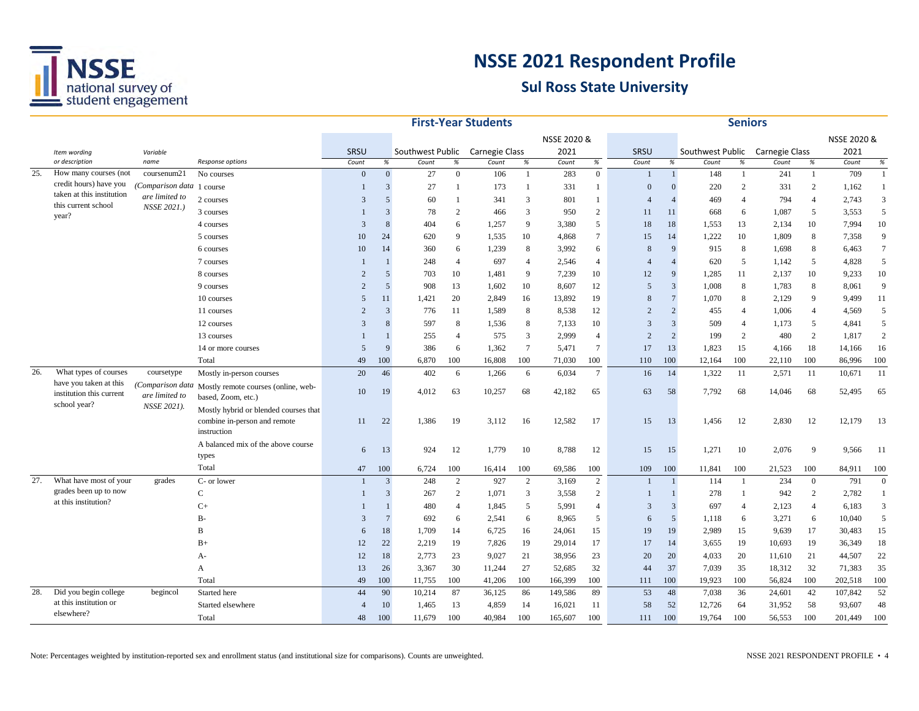# NSSE 2021 Respondent Profile

## Sul Ross State University

| | Item wording or description | Variable name | Response options | First-Year Students SRSU Count | % | Southwest Public Count | % | Carnegie Class Count | % | NSSE 2020 & 2021 Count | % | Seniors SRSU Count | % | Southwest Public Count | % | Carnegie Class Count | % | NSSE 2020 & 2021 Count | % |
|---|---|---|---|---|---|---|---|---|---|---|---|---|---|---|---|---|---|---|---|
| 25. | How many courses (not credit hours) have you taken at this institution this current school year? | coursenum21 (Comparison data are limited to NSSE 2021.) | No courses | 0 | 0 | 27 | 0 | 106 | 1 | 283 | 0 | 1 | 1 | 148 | 1 | 241 | 1 | 709 | 1 |
| | | | 1 course | 1 | 3 | 27 | 1 | 173 | 1 | 331 | 1 | 0 | 0 | 220 | 2 | 331 | 2 | 1,162 | 1 |
| | | | 2 courses | 3 | 5 | 60 | 1 | 341 | 3 | 801 | 1 | 4 | 4 | 469 | 4 | 794 | 4 | 2,743 | 3 |
| | | | 3 courses | 1 | 3 | 78 | 2 | 466 | 3 | 950 | 2 | 11 | 11 | 668 | 6 | 1,087 | 5 | 3,553 | 5 |
| | | | 4 courses | 3 | 8 | 404 | 6 | 1,257 | 9 | 3,380 | 5 | 18 | 18 | 1,553 | 13 | 2,134 | 10 | 7,994 | 10 |
| | | | 5 courses | 10 | 24 | 620 | 9 | 1,535 | 10 | 4,868 | 7 | 15 | 14 | 1,222 | 10 | 1,809 | 8 | 7,358 | 9 |
| | | | 6 courses | 10 | 14 | 360 | 6 | 1,239 | 8 | 3,992 | 6 | 8 | 9 | 915 | 8 | 1,698 | 8 | 6,463 | 7 |
| | | | 7 courses | 1 | 1 | 248 | 4 | 697 | 4 | 2,546 | 4 | 4 | 4 | 620 | 5 | 1,142 | 5 | 4,828 | 5 |
| | | | 8 courses | 2 | 5 | 703 | 10 | 1,481 | 9 | 7,239 | 10 | 12 | 9 | 1,285 | 11 | 2,137 | 10 | 9,233 | 10 |
| | | | 9 courses | 2 | 5 | 908 | 13 | 1,602 | 10 | 8,607 | 12 | 5 | 3 | 1,008 | 8 | 1,783 | 8 | 8,061 | 9 |
| | | | 10 courses | 5 | 11 | 1,421 | 20 | 2,849 | 16 | 13,892 | 19 | 8 | 7 | 1,070 | 8 | 2,129 | 9 | 9,499 | 11 |
| | | | 11 courses | 2 | 3 | 776 | 11 | 1,589 | 8 | 8,538 | 12 | 2 | 2 | 455 | 4 | 1,006 | 4 | 4,569 | 5 |
| | | | 12 courses | 3 | 8 | 597 | 8 | 1,536 | 8 | 7,133 | 10 | 3 | 3 | 509 | 4 | 1,173 | 5 | 4,841 | 5 |
| | | | 13 courses | 1 | 1 | 255 | 4 | 575 | 3 | 2,999 | 4 | 2 | 2 | 199 | 2 | 480 | 2 | 1,817 | 2 |
| | | | 14 or more courses | 5 | 9 | 386 | 6 | 1,362 | 7 | 5,471 | 7 | 17 | 13 | 1,823 | 15 | 4,166 | 18 | 14,166 | 16 |
| | | | Total | 49 | 100 | 6,870 | 100 | 16,808 | 100 | 71,030 | 100 | 110 | 100 | 12,164 | 100 | 22,110 | 100 | 86,996 | 100 |
| 26. | What types of courses have you taken at this institution this current school year? | coursetype (Comparison data are limited to NSSE 2021). | Mostly in-person courses | 20 | 46 | 402 | 6 | 1,266 | 6 | 6,034 | 7 | 16 | 14 | 1,322 | 11 | 2,571 | 11 | 10,671 | 11 |
| | | | Mostly remote courses (online, web-based, Zoom, etc.) | 10 | 19 | 4,012 | 63 | 10,257 | 68 | 42,182 | 65 | 63 | 58 | 7,792 | 68 | 14,046 | 68 | 52,495 | 65 |
| | | | Mostly hybrid or blended courses that combine in-person and remote instruction | 11 | 22 | 1,386 | 19 | 3,112 | 16 | 12,582 | 17 | 15 | 13 | 1,456 | 12 | 2,830 | 12 | 12,179 | 13 |
| | | | A balanced mix of the above course types | 6 | 13 | 924 | 12 | 1,779 | 10 | 8,788 | 12 | 15 | 15 | 1,271 | 10 | 2,076 | 9 | 9,566 | 11 |
| | | | Total | 47 | 100 | 6,724 | 100 | 16,414 | 100 | 69,586 | 100 | 109 | 100 | 11,841 | 100 | 21,523 | 100 | 84,911 | 100 |
| 27. | What have most of your grades been up to now at this institution? | grades | C- or lower | 1 | 3 | 248 | 2 | 927 | 2 | 3,169 | 2 | 1 | 1 | 114 | 1 | 234 | 0 | 791 | 0 |
| | | | C | 1 | 3 | 267 | 2 | 1,071 | 3 | 3,558 | 2 | 1 | 1 | 278 | 1 | 942 | 2 | 2,782 | 1 |
| | | | C+ | 1 | 1 | 480 | 4 | 1,845 | 5 | 5,991 | 4 | 3 | 3 | 697 | 4 | 2,123 | 4 | 6,183 | 3 |
| | | | B- | 3 | 7 | 692 | 6 | 2,541 | 6 | 8,965 | 5 | 6 | 5 | 1,118 | 6 | 3,271 | 6 | 10,040 | 5 |
| | | | B | 6 | 18 | 1,709 | 14 | 6,725 | 16 | 24,061 | 15 | 19 | 19 | 2,989 | 15 | 9,639 | 17 | 30,483 | 15 |
| | | | B+ | 12 | 22 | 2,219 | 19 | 7,826 | 19 | 29,014 | 17 | 17 | 14 | 3,655 | 19 | 10,693 | 19 | 36,349 | 18 |
| | | | A- | 12 | 18 | 2,773 | 23 | 9,027 | 21 | 38,956 | 23 | 20 | 20 | 4,033 | 20 | 11,610 | 21 | 44,507 | 22 |
| | | | A | 13 | 26 | 3,367 | 30 | 11,244 | 27 | 52,685 | 32 | 44 | 37 | 7,039 | 35 | 18,312 | 32 | 71,383 | 35 |
| | | | Total | 49 | 100 | 11,755 | 100 | 41,206 | 100 | 166,399 | 100 | 111 | 100 | 19,923 | 100 | 56,824 | 100 | 202,518 | 100 |
| 28. | Did you begin college at this institution or elsewhere? | begincol | Started here | 44 | 90 | 10,214 | 87 | 36,125 | 86 | 149,586 | 89 | 53 | 48 | 7,038 | 36 | 24,601 | 42 | 107,842 | 52 |
| | | | Started elsewhere | 4 | 10 | 1,465 | 13 | 4,859 | 14 | 16,021 | 11 | 58 | 52 | 12,726 | 64 | 31,952 | 58 | 93,607 | 48 |
| | | | Total | 48 | 100 | 11,679 | 100 | 40,984 | 100 | 165,607 | 100 | 111 | 100 | 19,764 | 100 | 56,553 | 100 | 201,449 | 100 |

Note: Percentages weighted by institution-reported sex and enrollment status (and institutional size for comparisons). Counts are unweighted.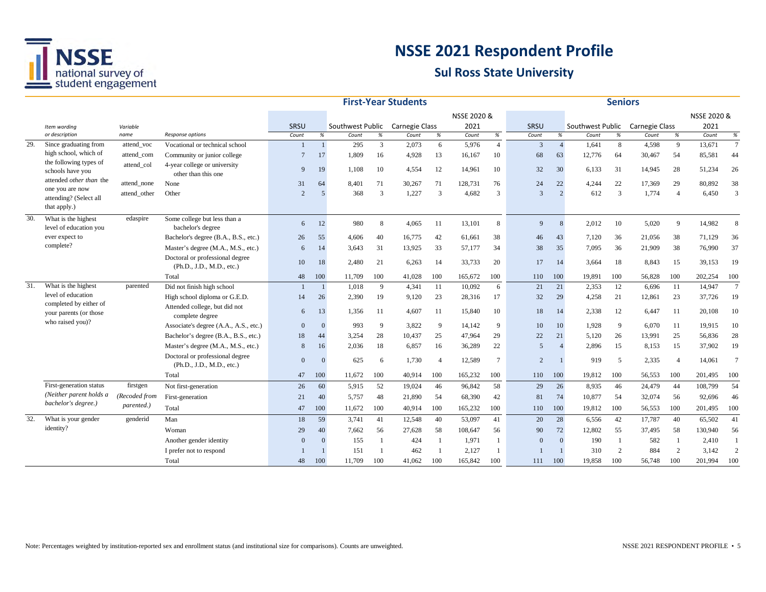# NSSE 2021 Respondent Profile

## Sul Ross State University

| | Item wording or description | Variable name | Response options | First-Year Students | | | | | | | | Seniors | | | | | | | |
|---|---|---|---|---|---|---|---|---|---|---|---|---|---|---|---|---|---|---|---|
| | | | | SRSU | | Southwest Public | | Carnegie Class | | NSSE 2020 & 2021 | | SRSU | | Southwest Public | | Carnegie Class | | NSSE 2020 & 2021 | |
| | | | | Count | % | Count | % | Count | % | Count | % | Count | % | Count | % | Count | % | Count | % |
| 29. | Since graduating from high school, which of the following types of schools have you attended *other than* the one you are now attending? (Select all that apply.) | attend_voc | Vocational or technical school | 1 | 1 | 295 | 3 | 2,073 | 6 | 5,976 | 4 | 3 | 4 | 1,641 | 8 | 4,598 | 9 | 13,671 | 7 |
| | | attend_com | Community or junior college | 7 | 17 | 1,809 | 16 | 4,928 | 13 | 16,167 | 10 | 68 | 63 | 12,776 | 64 | 30,467 | 54 | 85,581 | 44 |
| | | attend_col | 4-year college or university other than this one | 9 | 19 | 1,108 | 10 | 4,554 | 12 | 14,961 | 10 | 32 | 30 | 6,133 | 31 | 14,945 | 28 | 51,234 | 26 |
| | | attend_none | None | 31 | 64 | 8,401 | 71 | 30,267 | 71 | 128,731 | 76 | 24 | 22 | 4,244 | 22 | 17,369 | 29 | 80,892 | 38 |
| | | attend_other | Other | 2 | 5 | 368 | 3 | 1,227 | 3 | 4,682 | 3 | 3 | 2 | 612 | 3 | 1,774 | 4 | 6,450 | 3 |
| 30. | What is the highest level of education you ever expect to complete? | edaspire | Some college but less than a bachelor's degree | 6 | 12 | 980 | 8 | 4,065 | 11 | 13,101 | 8 | 9 | 8 | 2,012 | 10 | 5,020 | 9 | 14,982 | 8 |
| | | | Bachelor's degree (B.A., B.S., etc.) | 26 | 55 | 4,606 | 40 | 16,775 | 42 | 61,661 | 38 | 46 | 43 | 7,120 | 36 | 21,056 | 38 | 71,129 | 36 |
| | | | Master's degree (M.A., M.S., etc.) | 6 | 14 | 3,643 | 31 | 13,925 | 33 | 57,177 | 34 | 38 | 35 | 7,095 | 36 | 21,909 | 38 | 76,990 | 37 |
| | | | Doctoral or professional degree (Ph.D., J.D., M.D., etc.) | 10 | 18 | 2,480 | 21 | 6,263 | 14 | 33,733 | 20 | 17 | 14 | 3,664 | 18 | 8,843 | 15 | 39,153 | 19 |
| | | | Total | 48 | 100 | 11,709 | 100 | 41,028 | 100 | 165,672 | 100 | 110 | 100 | 19,891 | 100 | 56,828 | 100 | 202,254 | 100 |
| 31. | What is the highest level of education completed by either of your parents (or those who raised you)? | parented | Did not finish high school | 1 | 1 | 1,018 | 9 | 4,341 | 11 | 10,092 | 6 | 21 | 21 | 2,353 | 12 | 6,696 | 11 | 14,947 | 7 |
| | | | High school diploma or G.E.D. | 14 | 26 | 2,390 | 19 | 9,120 | 23 | 28,316 | 17 | 32 | 29 | 4,258 | 21 | 12,861 | 23 | 37,726 | 19 |
| | | | Attended college, but did not complete degree | 6 | 13 | 1,356 | 11 | 4,607 | 11 | 15,840 | 10 | 18 | 14 | 2,338 | 12 | 6,447 | 11 | 20,108 | 10 |
| | | | Associate's degree (A.A., A.S., etc.) | 0 | 0 | 993 | 9 | 3,822 | 9 | 14,142 | 9 | 10 | 10 | 1,928 | 9 | 6,070 | 11 | 19,915 | 10 |
| | | | Bachelor's degree (B.A., B.S., etc.) | 18 | 44 | 3,254 | 28 | 10,437 | 25 | 47,964 | 29 | 22 | 21 | 5,120 | 26 | 13,991 | 25 | 56,836 | 28 |
| | | | Master's degree (M.A., M.S., etc.) | 8 | 16 | 2,036 | 18 | 6,857 | 16 | 36,289 | 22 | 5 | 4 | 2,896 | 15 | 8,153 | 15 | 37,902 | 19 |
| | | | Doctoral or professional degree (Ph.D., J.D., M.D., etc.) | 0 | 0 | 625 | 6 | 1,730 | 4 | 12,589 | 7 | 2 | 1 | 919 | 5 | 2,335 | 4 | 14,061 | 7 |
| | | | Total | 47 | 100 | 11,672 | 100 | 40,914 | 100 | 165,232 | 100 | 110 | 100 | 19,812 | 100 | 56,553 | 100 | 201,495 | 100 |
| | First-generation status *(Neither parent holds a bachelor's degree.)* | firstgen *(Recoded from parented.)* | Not first-generation | 26 | 60 | 5,915 | 52 | 19,024 | 46 | 96,842 | 58 | 29 | 26 | 8,935 | 46 | 24,479 | 44 | 108,799 | 54 |
| | | | First-generation | 21 | 40 | 5,757 | 48 | 21,890 | 54 | 68,390 | 42 | 81 | 74 | 10,877 | 54 | 32,074 | 56 | 92,696 | 46 |
| | | | Total | 47 | 100 | 11,672 | 100 | 40,914 | 100 | 165,232 | 100 | 110 | 100 | 19,812 | 100 | 56,553 | 100 | 201,495 | 100 |
| 32. | What is your gender identity? | genderid | Man | 18 | 59 | 3,741 | 41 | 12,548 | 40 | 53,097 | 41 | 20 | 28 | 6,556 | 42 | 17,787 | 40 | 65,502 | 41 |
| | | | Woman | 29 | 40 | 7,662 | 56 | 27,628 | 58 | 108,647 | 56 | 90 | 72 | 12,802 | 55 | 37,495 | 58 | 130,940 | 56 |
| | | | Another gender identity | 0 | 0 | 155 | 1 | 424 | 1 | 1,971 | 1 | 0 | 0 | 190 | 1 | 582 | 1 | 2,410 | 1 |
| | | | I prefer not to respond | 1 | 1 | 151 | 1 | 462 | 1 | 2,127 | 1 | 1 | 1 | 310 | 2 | 884 | 2 | 3,142 | 2 |
| | | | Total | 48 | 100 | 11,709 | 100 | 41,062 | 100 | 165,842 | 100 | 111 | 100 | 19,858 | 100 | 56,748 | 100 | 201,994 | 100 |

Note: Percentages weighted by institution-reported sex and enrollment status (and institutional size for comparisons). Counts are unweighted.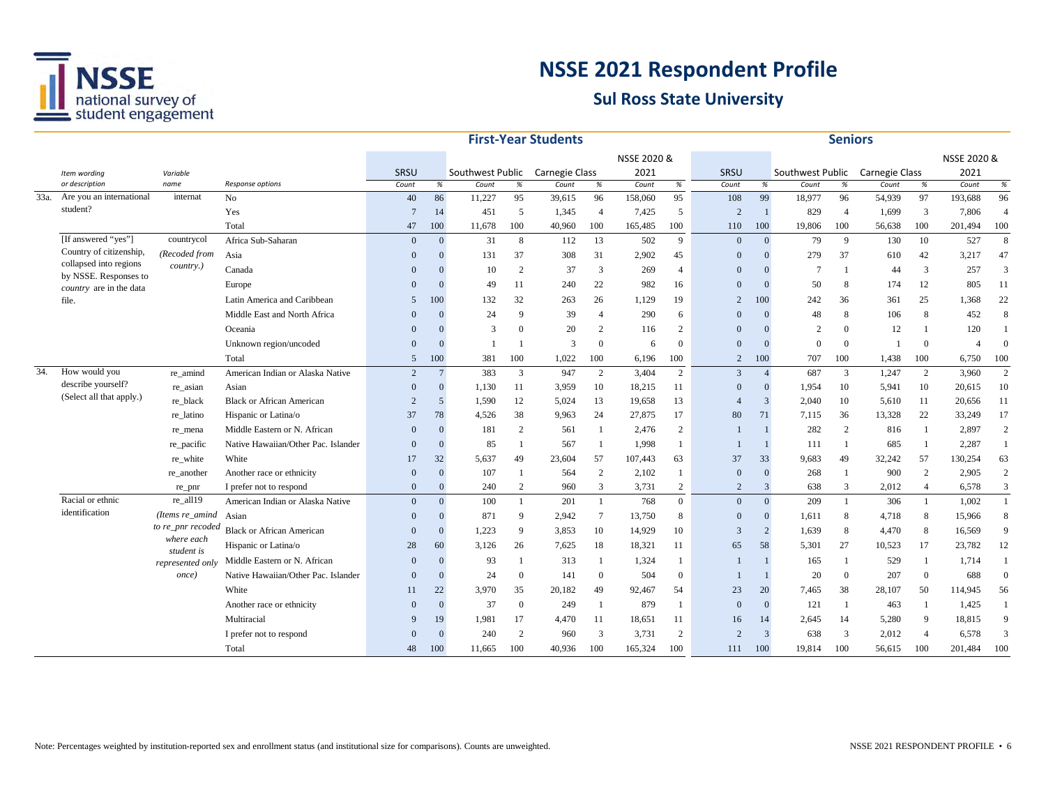# NSSE 2021 Respondent Profile

## Sul Ross State University

| | Item wording or description | Variable name | Response options | First-Year Students SRSU Count | % | Southwest Public Count | % | Carnegie Class Count | % | NSSE 2020 & 2021 Count | % | Seniors SRSU Count | % | Southwest Public Count | % | Carnegie Class Count | % | NSSE 2020 & 2021 Count | % |
|---|---|---|---|---|---|---|---|---|---|---|---|---|---|---|---|---|---|---|---|
| 33a. | Are you an international student? | internat | No | 40 | 86 | 11,227 | 95 | 39,615 | 96 | 158,060 | 95 | 108 | 99 | 18,977 | 96 | 54,939 | 97 | 193,688 | 96 |
| | | | Yes | 7 | 14 | 451 | 5 | 1,345 | 4 | 7,425 | 5 | 2 | 1 | 829 | 4 | 1,699 | 3 | 7,806 | 4 |
| | | | Total | 47 | 100 | 11,678 | 100 | 40,960 | 100 | 165,485 | 100 | 110 | 100 | 19,806 | 100 | 56,638 | 100 | 201,494 | 100 |
| | [If answered "yes"] Country of citizenship, collapsed into regions by NSSE. Responses to *country* are in the data file. | countrycol *(Recoded from country.)* | Africa Sub-Saharan | 0 | 0 | 31 | 8 | 112 | 13 | 502 | 9 | 0 | 0 | 79 | 9 | 130 | 10 | 527 | 8 |
| | | | Asia | 0 | 0 | 131 | 37 | 308 | 31 | 2,902 | 45 | 0 | 0 | 279 | 37 | 610 | 42 | 3,217 | 47 |
| | | | Canada | 0 | 0 | 10 | 2 | 37 | 3 | 269 | 4 | 0 | 0 | 7 | 1 | 44 | 3 | 257 | 3 |
| | | | Europe | 0 | 0 | 49 | 11 | 240 | 22 | 982 | 16 | 0 | 0 | 50 | 8 | 174 | 12 | 805 | 11 |
| | | | Latin America and Caribbean | 5 | 100 | 132 | 32 | 263 | 26 | 1,129 | 19 | 2 | 100 | 242 | 36 | 361 | 25 | 1,368 | 22 |
| | | | Middle East and North Africa | 0 | 0 | 24 | 9 | 39 | 4 | 290 | 6 | 0 | 0 | 48 | 8 | 106 | 8 | 452 | 8 |
| | | | Oceania | 0 | 0 | 3 | 0 | 20 | 2 | 116 | 2 | 0 | 0 | 2 | 0 | 12 | 1 | 120 | 1 |
| | | | Unknown region/uncoded | 0 | 0 | 1 | 1 | 3 | 0 | 6 | 0 | 0 | 0 | 0 | 0 | 1 | 0 | 4 | 0 |
| | | | Total | 5 | 100 | 381 | 100 | 1,022 | 100 | 6,196 | 100 | 2 | 100 | 707 | 100 | 1,438 | 100 | 6,750 | 100 |
| 34. | How would you describe yourself? (Select all that apply.) | re_amind | American Indian or Alaska Native | 2 | 7 | 383 | 3 | 947 | 2 | 3,404 | 2 | 3 | 4 | 687 | 3 | 1,247 | 2 | 3,960 | 2 |
| | | re_asian | Asian | 0 | 0 | 1,130 | 11 | 3,959 | 10 | 18,215 | 11 | 0 | 0 | 1,954 | 10 | 5,941 | 10 | 20,615 | 10 |
| | | re_black | Black or African American | 2 | 5 | 1,590 | 12 | 5,024 | 13 | 19,658 | 13 | 4 | 3 | 2,040 | 10 | 5,610 | 11 | 20,656 | 11 |
| | | re_latino | Hispanic or Latina/o | 37 | 78 | 4,526 | 38 | 9,963 | 24 | 27,875 | 17 | 80 | 71 | 7,115 | 36 | 13,328 | 22 | 33,249 | 17 |
| | | re_mena | Middle Eastern or N. African | 0 | 0 | 181 | 2 | 561 | 1 | 2,476 | 2 | 1 | 1 | 282 | 2 | 816 | 1 | 2,897 | 2 |
| | | re_pacific | Native Hawaiian/Other Pac. Islander | 0 | 0 | 85 | 1 | 567 | 1 | 1,998 | 1 | 1 | 1 | 111 | 1 | 685 | 1 | 2,287 | 1 |
| | | re_white | White | 17 | 32 | 5,637 | 49 | 23,604 | 57 | 107,443 | 63 | 37 | 33 | 9,683 | 49 | 32,242 | 57 | 130,254 | 63 |
| | | re_another | Another race or ethnicity | 0 | 0 | 107 | 1 | 564 | 2 | 2,102 | 1 | 0 | 0 | 268 | 1 | 900 | 2 | 2,905 | 2 |
| | | re_pnr | I prefer not to respond | 0 | 0 | 240 | 2 | 960 | 3 | 3,731 | 2 | 2 | 3 | 638 | 3 | 2,012 | 4 | 6,578 | 3 |
| | Racial or ethnic identification | re_all19 *(Items re_amind to re_pnr recoded where each student is represented only once)* | American Indian or Alaska Native | 0 | 0 | 100 | 1 | 201 | 1 | 768 | 0 | 0 | 0 | 209 | 1 | 306 | 1 | 1,002 | 1 |
| | | | Asian | 0 | 0 | 871 | 9 | 2,942 | 7 | 13,750 | 8 | 0 | 0 | 1,611 | 8 | 4,718 | 8 | 15,966 | 8 |
| | | | Black or African American | 0 | 0 | 1,223 | 9 | 3,853 | 10 | 14,929 | 10 | 3 | 2 | 1,639 | 8 | 4,470 | 8 | 16,569 | 9 |
| | | | Hispanic or Latina/o | 28 | 60 | 3,126 | 26 | 7,625 | 18 | 18,321 | 11 | 65 | 58 | 5,301 | 27 | 10,523 | 17 | 23,782 | 12 |
| | | | Middle Eastern or N. African | 0 | 0 | 93 | 1 | 313 | 1 | 1,324 | 1 | 1 | 1 | 165 | 1 | 529 | 1 | 1,714 | 1 |
| | | | Native Hawaiian/Other Pac. Islander | 0 | 0 | 24 | 0 | 141 | 0 | 504 | 0 | 1 | 1 | 20 | 0 | 207 | 0 | 688 | 0 |
| | | | White | 11 | 22 | 3,970 | 35 | 20,182 | 49 | 92,467 | 54 | 23 | 20 | 7,465 | 38 | 28,107 | 50 | 114,945 | 56 |
| | | | Another race or ethnicity | 0 | 0 | 37 | 0 | 249 | 1 | 879 | 1 | 0 | 0 | 121 | 1 | 463 | 1 | 1,425 | 1 |
| | | | Multiracial | 9 | 19 | 1,981 | 17 | 4,470 | 11 | 18,651 | 11 | 16 | 14 | 2,645 | 14 | 5,280 | 9 | 18,815 | 9 |
| | | | I prefer not to respond | 0 | 0 | 240 | 2 | 960 | 3 | 3,731 | 2 | 2 | 3 | 638 | 3 | 2,012 | 4 | 6,578 | 3 |
| | | | Total | 48 | 100 | 11,665 | 100 | 40,936 | 100 | 165,324 | 100 | 111 | 100 | 19,814 | 100 | 56,615 | 100 | 201,484 | 100 |

Note: Percentages weighted by institution-reported sex and enrollment status (and institutional size for comparisons). Counts are unweighted.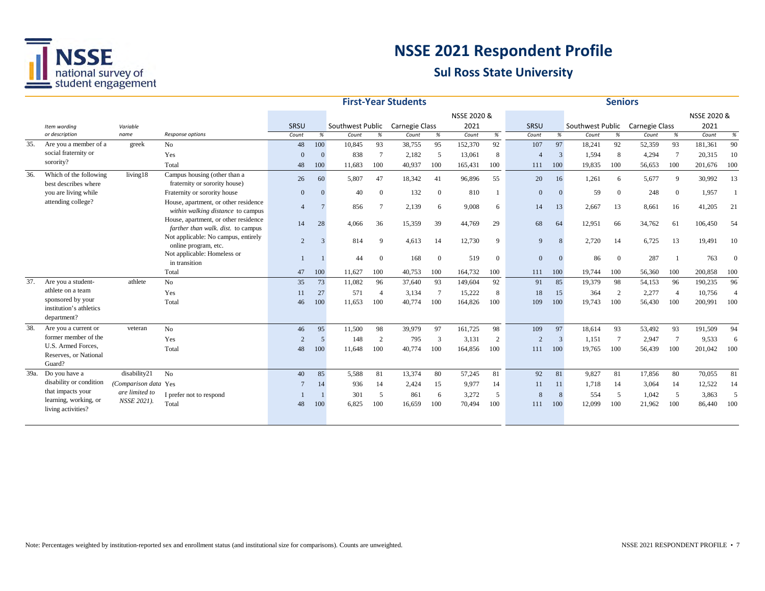# NSSE 2021 Respondent Profile

## Sul Ross State University

| | Item wording or description | Variable name | Response options | First-Year Students: SRSU Count | % | Southwest Public Count | % | Carnegie Class Count | % | NSSE 2020 & 2021 Count | % | Seniors: SRSU Count | % | Southwest Public Count | % | Carnegie Class Count | % | NSSE 2020 & 2021 Count | % |
|---|---|---|---|---|---|---|---|---|---|---|---|---|---|---|---|---|---|---|---|
| 35. | Are you a member of a social fraternity or sorority? | greek | No | 48 | 100 | 10,845 | 93 | 38,755 | 95 | 152,370 | 92 | 107 | 97 | 18,241 | 92 | 52,359 | 93 | 181,361 | 90 |
| | | | Yes | 0 | 0 | 838 | 7 | 2,182 | 5 | 13,061 | 8 | 4 | 3 | 1,594 | 8 | 4,294 | 7 | 20,315 | 10 |
| | | | Total | 48 | 100 | 11,683 | 100 | 40,937 | 100 | 165,431 | 100 | 111 | 100 | 19,835 | 100 | 56,653 | 100 | 201,676 | 100 |
| 36. | Which of the following best describes where you are living while attending college? | living18 | Campus housing (other than a fraternity or sorority house) | 26 | 60 | 5,807 | 47 | 18,342 | 41 | 96,896 | 55 | 20 | 16 | 1,261 | 6 | 5,677 | 9 | 30,992 | 13 |
| | | | Fraternity or sorority house | 0 | 0 | 40 | 0 | 132 | 0 | 810 | 1 | 0 | 0 | 59 | 0 | 248 | 0 | 1,957 | 1 |
| | | | House, apartment, or other residence *within walking distance* to campus | 4 | 7 | 856 | 7 | 2,139 | 6 | 9,008 | 6 | 14 | 13 | 2,667 | 13 | 8,661 | 16 | 41,205 | 21 |
| | | | House, apartment, or other residence *farther than walk. dist.* to campus | 14 | 28 | 4,066 | 36 | 15,359 | 39 | 44,769 | 29 | 68 | 64 | 12,951 | 66 | 34,762 | 61 | 106,450 | 54 |
| | | | Not applicable: No campus, entirely online program, etc. | 2 | 3 | 814 | 9 | 4,613 | 14 | 12,730 | 9 | 9 | 8 | 2,720 | 14 | 6,725 | 13 | 19,491 | 10 |
| | | | Not applicable: Homeless or in transition | 1 | 1 | 44 | 0 | 168 | 0 | 519 | 0 | 0 | 0 | 86 | 0 | 287 | 1 | 763 | 0 |
| | | | Total | 47 | 100 | 11,627 | 100 | 40,753 | 100 | 164,732 | 100 | 111 | 100 | 19,744 | 100 | 56,360 | 100 | 200,858 | 100 |
| 37. | Are you a student-athlete on a team sponsored by your institution's athletics department? | athlete | No | 35 | 73 | 11,082 | 96 | 37,640 | 93 | 149,604 | 92 | 91 | 85 | 19,379 | 98 | 54,153 | 96 | 190,235 | 96 |
| | | | Yes | 11 | 27 | 571 | 4 | 3,134 | 7 | 15,222 | 8 | 18 | 15 | 364 | 2 | 2,277 | 4 | 10,756 | 4 |
| | | | Total | 46 | 100 | 11,653 | 100 | 40,774 | 100 | 164,826 | 100 | 109 | 100 | 19,743 | 100 | 56,430 | 100 | 200,991 | 100 |
| 38. | Are you a current or former member of the U.S. Armed Forces, Reserves, or National Guard? | veteran | No | 46 | 95 | 11,500 | 98 | 39,979 | 97 | 161,725 | 98 | 109 | 97 | 18,614 | 93 | 53,492 | 93 | 191,509 | 94 |
| | | | Yes | 2 | 5 | 148 | 2 | 795 | 3 | 3,131 | 2 | 2 | 3 | 1,151 | 7 | 2,947 | 7 | 9,533 | 6 |
| | | | Total | 48 | 100 | 11,648 | 100 | 40,774 | 100 | 164,856 | 100 | 111 | 100 | 19,765 | 100 | 56,439 | 100 | 201,042 | 100 |
| 39a. | Do you have a disability or condition that impacts your learning, working, or living activities? | disability21 *(Comparison data are limited to NSSE 2021).* | No | 40 | 85 | 5,588 | 81 | 13,374 | 80 | 57,245 | 81 | 92 | 81 | 9,827 | 81 | 17,856 | 80 | 70,055 | 81 |
| | | | Yes | 7 | 14 | 936 | 14 | 2,424 | 15 | 9,977 | 14 | 11 | 11 | 1,718 | 14 | 3,064 | 14 | 12,522 | 14 |
| | | | I prefer not to respond | 1 | 1 | 301 | 5 | 861 | 6 | 3,272 | 5 | 8 | 8 | 554 | 5 | 1,042 | 5 | 3,863 | 5 |
| | | | Total | 48 | 100 | 6,825 | 100 | 16,659 | 100 | 70,494 | 100 | 111 | 100 | 12,099 | 100 | 21,962 | 100 | 86,440 | 100 |

Note: Percentages weighted by institution-reported sex and enrollment status (and institutional size for comparisons). Counts are unweighted.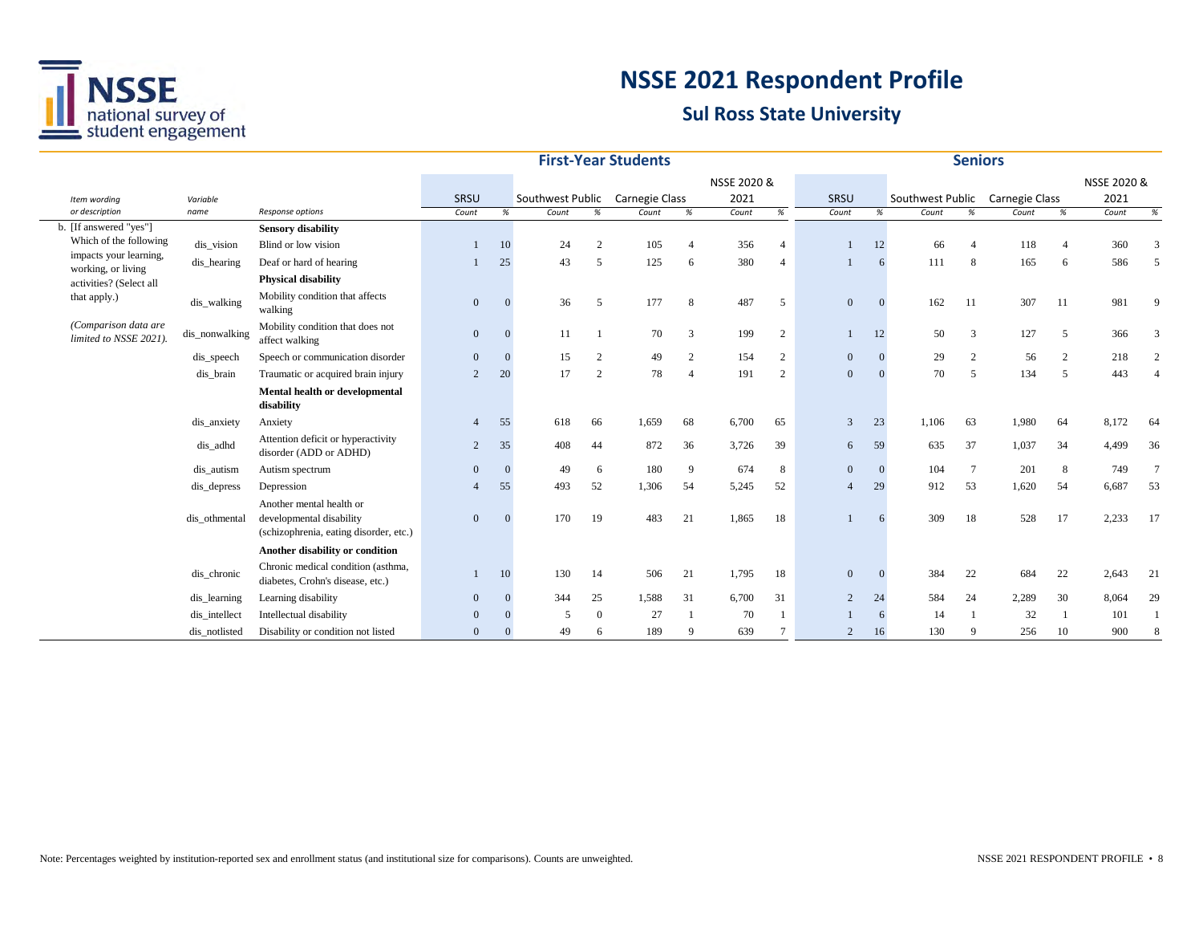# NSSE 2021 Respondent Profile

## Sul Ross State University

| Item wording or description | Variable name | Response options | First-Year Students: SRSU Count | % | Southwest Public Count | % | Carnegie Class Count | % | NSSE 2020 & 2021 Count | % | Seniors: SRSU Count | % | Southwest Public Count | % | Carnegie Class Count | % | NSSE 2020 & 2021 Count | % |
|---|---|---|---|---|---|---|---|---|---|---|---|---|---|---|---|---|---|---|
| b. [If answered "yes"] Which of the following impacts your learning, working, or living activities? (Select all that apply.) *(Comparison data are limited to NSSE 2021).* | | **Sensory disability** | | | | | | | | | | | | | | | | |
| | dis_vision | Blind or low vision | 1 | 10 | 24 | 2 | 105 | 4 | 356 | 4 | 1 | 12 | 66 | 4 | 118 | 4 | 360 | 3 |
| | dis_hearing | Deaf or hard of hearing | 1 | 25 | 43 | 5 | 125 | 6 | 380 | 4 | 1 | 6 | 111 | 8 | 165 | 6 | 586 | 5 |
| | | **Physical disability** | | | | | | | | | | | | | | | | |
| | dis_walking | Mobility condition that affects walking | 0 | 0 | 36 | 5 | 177 | 8 | 487 | 5 | 0 | 0 | 162 | 11 | 307 | 11 | 981 | 9 |
| | dis_nonwalking | Mobility condition that does not affect walking | 0 | 0 | 11 | 1 | 70 | 3 | 199 | 2 | 1 | 12 | 50 | 3 | 127 | 5 | 366 | 3 |
| | dis_speech | Speech or communication disorder | 0 | 0 | 15 | 2 | 49 | 2 | 154 | 2 | 0 | 0 | 29 | 2 | 56 | 2 | 218 | 2 |
| | dis_brain | Traumatic or acquired brain injury | 2 | 20 | 17 | 2 | 78 | 4 | 191 | 2 | 0 | 0 | 70 | 5 | 134 | 5 | 443 | 4 |
| | | **Mental health or developmental disability** | | | | | | | | | | | | | | | | |
| | dis_anxiety | Anxiety | 4 | 55 | 618 | 66 | 1,659 | 68 | 6,700 | 65 | 3 | 23 | 1,106 | 63 | 1,980 | 64 | 8,172 | 64 |
| | dis_adhd | Attention deficit or hyperactivity disorder (ADD or ADHD) | 2 | 35 | 408 | 44 | 872 | 36 | 3,726 | 39 | 6 | 59 | 635 | 37 | 1,037 | 34 | 4,499 | 36 |
| | dis_autism | Autism spectrum | 0 | 0 | 49 | 6 | 180 | 9 | 674 | 8 | 0 | 0 | 104 | 7 | 201 | 8 | 749 | 7 |
| | dis_depress | Depression | 4 | 55 | 493 | 52 | 1,306 | 54 | 5,245 | 52 | 4 | 29 | 912 | 53 | 1,620 | 54 | 6,687 | 53 |
| | dis_othmental | Another mental health or developmental disability (schizophrenia, eating disorder, etc.) | 0 | 0 | 170 | 19 | 483 | 21 | 1,865 | 18 | 1 | 6 | 309 | 18 | 528 | 17 | 2,233 | 17 |
| | | **Another disability or condition** | | | | | | | | | | | | | | | | |
| | dis_chronic | Chronic medical condition (asthma, diabetes, Crohn's disease, etc.) | 1 | 10 | 130 | 14 | 506 | 21 | 1,795 | 18 | 0 | 0 | 384 | 22 | 684 | 22 | 2,643 | 21 |
| | dis_learning | Learning disability | 0 | 0 | 344 | 25 | 1,588 | 31 | 6,700 | 31 | 2 | 24 | 584 | 24 | 2,289 | 30 | 8,064 | 29 |
| | dis_intellect | Intellectual disability | 0 | 0 | 5 | 0 | 27 | 1 | 70 | 1 | 1 | 6 | 14 | 1 | 32 | 1 | 101 | 1 |
| | dis_notlisted | Disability or condition not listed | 0 | 0 | 49 | 6 | 189 | 9 | 639 | 7 | 2 | 16 | 130 | 9 | 256 | 10 | 900 | 8 |

Note: Percentages weighted by institution-reported sex and enrollment status (and institutional size for comparisons). Counts are unweighted.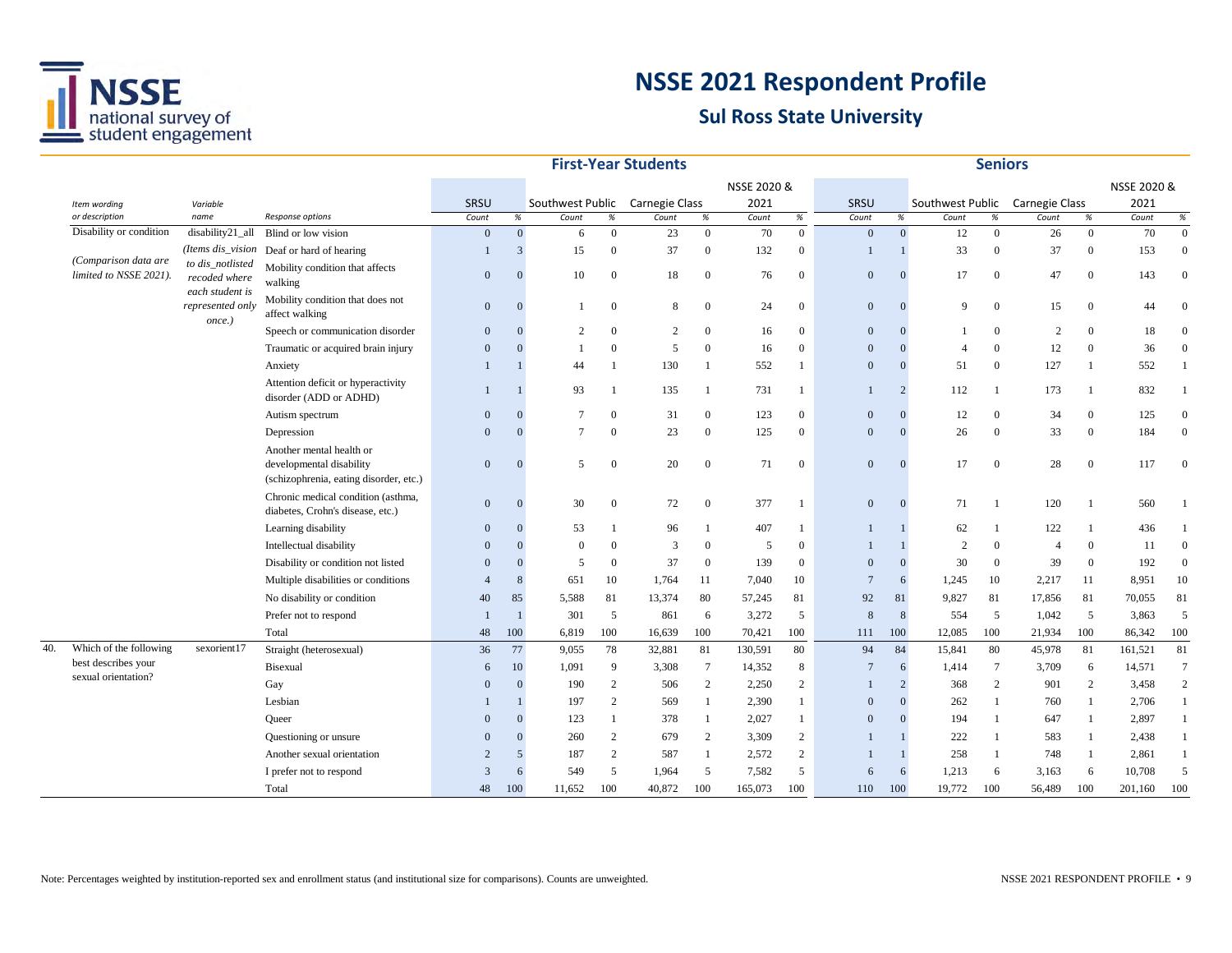# NSSE 2021 Respondent Profile

## Sul Ross State University

| | Item wording or description | Variable name | Response options | First-Year Students | | | | | | | | Seniors | | | | | | | |
|---|---|---|---|---|---|---|---|---|---|---|---|---|---|---|---|---|---|---|---|
| | | | | SRSU | | Southwest Public | | Carnegie Class | | NSSE 2020 & 2021 | | SRSU | | Southwest Public | | Carnegie Class | | NSSE 2020 & 2021 | |
| | | | | Count | % | Count | % | Count | % | Count | % | Count | % | Count | % | Count | % | Count | % |
| | Disability or condition | disability21_all | Blind or low vision | 0 | 0 | 6 | 0 | 23 | 0 | 70 | 0 | 0 | 0 | 12 | 0 | 26 | 0 | 70 | 0 |
| | *(Comparison data are limited to NSSE 2021).* | *(Items dis_vision to dis_notlisted recoded where each student is represented only once.)* | Deaf or hard of hearing | 1 | 3 | 15 | 0 | 37 | 0 | 132 | 0 | 1 | 1 | 33 | 0 | 37 | 0 | 153 | 0 |
| | | | Mobility condition that affects walking | 0 | 0 | 10 | 0 | 18 | 0 | 76 | 0 | 0 | 0 | 17 | 0 | 47 | 0 | 143 | 0 |
| | | | Mobility condition that does not affect walking | 0 | 0 | 1 | 0 | 8 | 0 | 24 | 0 | 0 | 0 | 9 | 0 | 15 | 0 | 44 | 0 |
| | | | Speech or communication disorder | 0 | 0 | 2 | 0 | 2 | 0 | 16 | 0 | 0 | 0 | 1 | 0 | 2 | 0 | 18 | 0 |
| | | | Traumatic or acquired brain injury | 0 | 0 | 1 | 0 | 5 | 0 | 16 | 0 | 0 | 0 | 4 | 0 | 12 | 0 | 36 | 0 |
| | | | Anxiety | 1 | 1 | 44 | 1 | 130 | 1 | 552 | 1 | 0 | 0 | 51 | 0 | 127 | 1 | 552 | 1 |
| | | | Attention deficit or hyperactivity disorder (ADD or ADHD) | 1 | 1 | 93 | 1 | 135 | 1 | 731 | 1 | 1 | 2 | 112 | 1 | 173 | 1 | 832 | 1 |
| | | | Autism spectrum | 0 | 0 | 7 | 0 | 31 | 0 | 123 | 0 | 0 | 0 | 12 | 0 | 34 | 0 | 125 | 0 |
| | | | Depression | 0 | 0 | 7 | 0 | 23 | 0 | 125 | 0 | 0 | 0 | 26 | 0 | 33 | 0 | 184 | 0 |
| | | | Another mental health or developmental disability (schizophrenia, eating disorder, etc.) | 0 | 0 | 5 | 0 | 20 | 0 | 71 | 0 | 0 | 0 | 17 | 0 | 28 | 0 | 117 | 0 |
| | | | Chronic medical condition (asthma, diabetes, Crohn's disease, etc.) | 0 | 0 | 30 | 0 | 72 | 0 | 377 | 1 | 0 | 0 | 71 | 1 | 120 | 1 | 560 | 1 |
| | | | Learning disability | 0 | 0 | 53 | 1 | 96 | 1 | 407 | 1 | 1 | 1 | 62 | 1 | 122 | 1 | 436 | 1 |
| | | | Intellectual disability | 0 | 0 | 0 | 0 | 3 | 0 | 5 | 0 | 1 | 1 | 2 | 0 | 4 | 0 | 11 | 0 |
| | | | Disability or condition not listed | 0 | 0 | 5 | 0 | 37 | 0 | 139 | 0 | 0 | 0 | 30 | 0 | 39 | 0 | 192 | 0 |
| | | | Multiple disabilities or conditions | 4 | 8 | 651 | 10 | 1,764 | 11 | 7,040 | 10 | 7 | 6 | 1,245 | 10 | 2,217 | 11 | 8,951 | 10 |
| | | | No disability or condition | 40 | 85 | 5,588 | 81 | 13,374 | 80 | 57,245 | 81 | 92 | 81 | 9,827 | 81 | 17,856 | 81 | 70,055 | 81 |
| | | | Prefer not to respond | 1 | 1 | 301 | 5 | 861 | 6 | 3,272 | 5 | 8 | 8 | 554 | 5 | 1,042 | 5 | 3,863 | 5 |
| | | | Total | 48 | 100 | 6,819 | 100 | 16,639 | 100 | 70,421 | 100 | 111 | 100 | 12,085 | 100 | 21,934 | 100 | 86,342 | 100 |
| 40. | Which of the following best describes your sexual orientation? | sexorient17 | Straight (heterosexual) | 36 | 77 | 9,055 | 78 | 32,881 | 81 | 130,591 | 80 | 94 | 84 | 15,841 | 80 | 45,978 | 81 | 161,521 | 81 |
| | | | Bisexual | 6 | 10 | 1,091 | 9 | 3,308 | 7 | 14,352 | 8 | 7 | 6 | 1,414 | 7 | 3,709 | 6 | 14,571 | 7 |
| | | | Gay | 0 | 0 | 190 | 2 | 506 | 2 | 2,250 | 2 | 1 | 2 | 368 | 2 | 901 | 2 | 3,458 | 2 |
| | | | Lesbian | 1 | 1 | 197 | 2 | 569 | 1 | 2,390 | 1 | 0 | 0 | 262 | 1 | 760 | 1 | 2,706 | 1 |
| | | | Queer | 0 | 0 | 123 | 1 | 378 | 1 | 2,027 | 1 | 0 | 0 | 194 | 1 | 647 | 1 | 2,897 | 1 |
| | | | Questioning or unsure | 0 | 0 | 260 | 2 | 679 | 2 | 3,309 | 2 | 1 | 1 | 222 | 1 | 583 | 1 | 2,438 | 1 |
| | | | Another sexual orientation | 2 | 5 | 187 | 2 | 587 | 1 | 2,572 | 2 | 1 | 1 | 258 | 1 | 748 | 1 | 2,861 | 1 |
| | | | I prefer not to respond | 3 | 6 | 549 | 5 | 1,964 | 5 | 7,582 | 5 | 6 | 6 | 1,213 | 6 | 3,163 | 6 | 10,708 | 5 |
| | | | Total | 48 | 100 | 11,652 | 100 | 40,872 | 100 | 165,073 | 100 | 110 | 100 | 19,772 | 100 | 56,489 | 100 | 201,160 | 100 |

Note: Percentages weighted by institution-reported sex and enrollment status (and institutional size for comparisons). Counts are unweighted.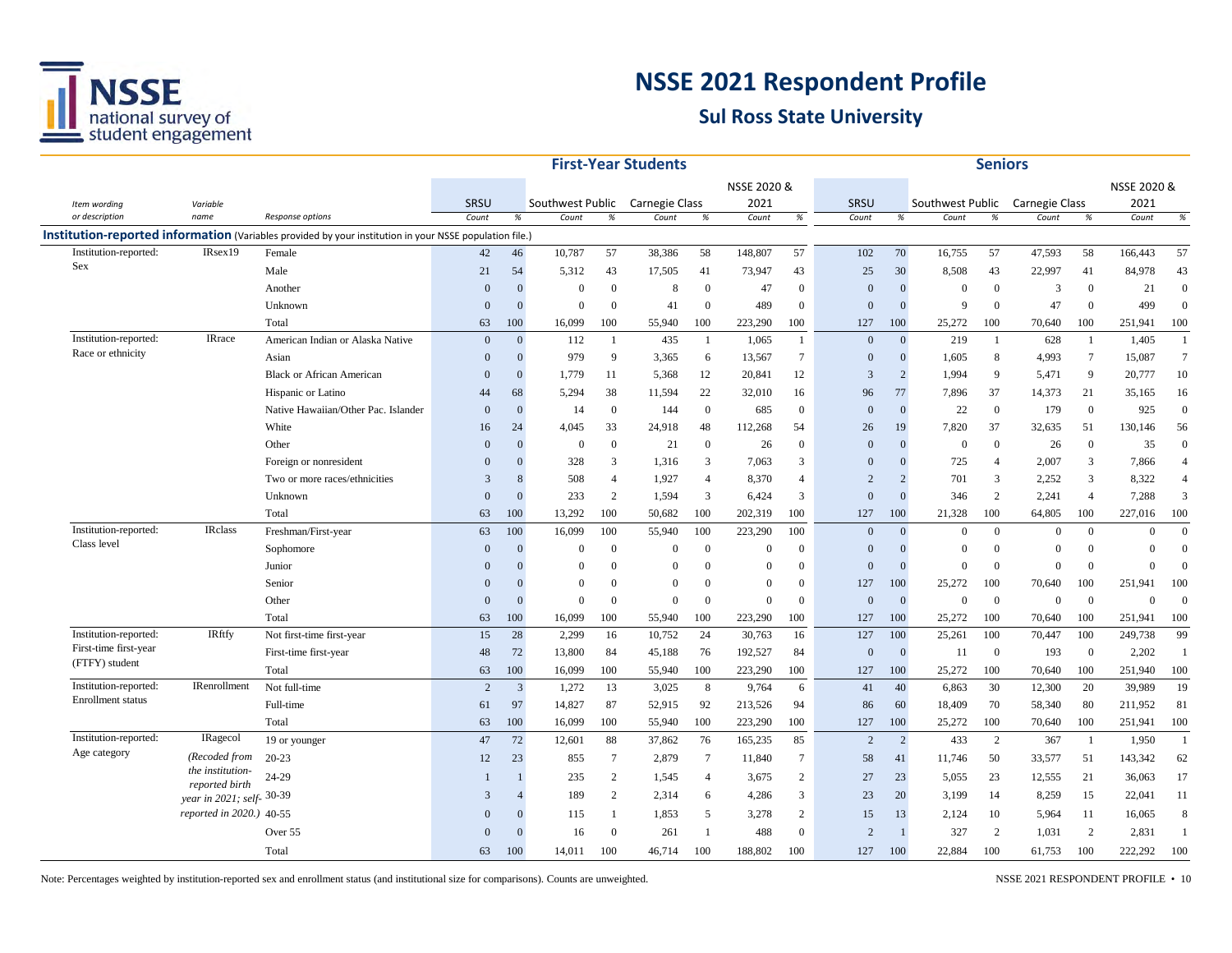# NSSE 2021 Respondent Profile

## Sul Ross State University

| Item wording or description | Variable name | Response options | First-Year Students: SRSU Count | SRSU % | Southwest Public Count | Southwest Public % | Carnegie Class Count | Carnegie Class % | NSSE 2020 & 2021 Count | NSSE 2020 & 2021 % | Seniors: SRSU Count | SRSU % | Southwest Public Count | Southwest Public % | Carnegie Class Count | Carnegie Class % | NSSE 2020 & 2021 Count | NSSE 2020 & 2021 % |
|---|---|---|---|---|---|---|---|---|---|---|---|---|---|---|---|---|---|---|
| **Institution-reported information** (Variables provided by your institution in your NSSE population file.) | | | | | | | | | | | | | | | | | | |
| Institution-reported: Sex | IRsex19 | Female | 42 | 46 | 10,787 | 57 | 38,386 | 58 | 148,807 | 57 | 102 | 70 | 16,755 | 57 | 47,593 | 58 | 166,443 | 57 |
| | | Male | 21 | 54 | 5,312 | 43 | 17,505 | 41 | 73,947 | 43 | 25 | 30 | 8,508 | 43 | 22,997 | 41 | 84,978 | 43 |
| | | Another | 0 | 0 | 0 | 0 | 8 | 0 | 47 | 0 | 0 | 0 | 0 | 0 | 3 | 0 | 21 | 0 |
| | | Unknown | 0 | 0 | 0 | 0 | 41 | 0 | 489 | 0 | 0 | 0 | 9 | 0 | 47 | 0 | 499 | 0 |
| | | Total | 63 | 100 | 16,099 | 100 | 55,940 | 100 | 223,290 | 100 | 127 | 100 | 25,272 | 100 | 70,640 | 100 | 251,941 | 100 |
| Institution-reported: Race or ethnicity | IRrace | American Indian or Alaska Native | 0 | 0 | 112 | 1 | 435 | 1 | 1,065 | 1 | 0 | 0 | 219 | 1 | 628 | 1 | 1,405 | 1 |
| | | Asian | 0 | 0 | 979 | 9 | 3,365 | 6 | 13,567 | 7 | 0 | 0 | 1,605 | 8 | 4,993 | 7 | 15,087 | 7 |
| | | Black or African American | 0 | 0 | 1,779 | 11 | 5,368 | 12 | 20,841 | 12 | 3 | 2 | 1,994 | 9 | 5,471 | 9 | 20,777 | 10 |
| | | Hispanic or Latino | 44 | 68 | 5,294 | 38 | 11,594 | 22 | 32,010 | 16 | 96 | 77 | 7,896 | 37 | 14,373 | 21 | 35,165 | 16 |
| | | Native Hawaiian/Other Pac. Islander | 0 | 0 | 14 | 0 | 144 | 0 | 685 | 0 | 0 | 0 | 22 | 0 | 179 | 0 | 925 | 0 |
| | | White | 16 | 24 | 4,045 | 33 | 24,918 | 48 | 112,268 | 54 | 26 | 19 | 7,820 | 37 | 32,635 | 51 | 130,146 | 56 |
| | | Other | 0 | 0 | 0 | 0 | 21 | 0 | 26 | 0 | 0 | 0 | 0 | 0 | 26 | 0 | 35 | 0 |
| | | Foreign or nonresident | 0 | 0 | 328 | 3 | 1,316 | 3 | 7,063 | 3 | 0 | 0 | 725 | 4 | 2,007 | 3 | 7,866 | 4 |
| | | Two or more races/ethnicities | 3 | 8 | 508 | 4 | 1,927 | 4 | 8,370 | 4 | 2 | 2 | 701 | 3 | 2,252 | 3 | 8,322 | 4 |
| | | Unknown | 0 | 0 | 233 | 2 | 1,594 | 3 | 6,424 | 3 | 0 | 0 | 346 | 2 | 2,241 | 4 | 7,288 | 3 |
| | | Total | 63 | 100 | 13,292 | 100 | 50,682 | 100 | 202,319 | 100 | 127 | 100 | 21,328 | 100 | 64,805 | 100 | 227,016 | 100 |
| Institution-reported: Class level | IRclass | Freshman/First-year | 63 | 100 | 16,099 | 100 | 55,940 | 100 | 223,290 | 100 | 0 | 0 | 0 | 0 | 0 | 0 | 0 | 0 |
| | | Sophomore | 0 | 0 | 0 | 0 | 0 | 0 | 0 | 0 | 0 | 0 | 0 | 0 | 0 | 0 | 0 | 0 |
| | | Junior | 0 | 0 | 0 | 0 | 0 | 0 | 0 | 0 | 0 | 0 | 0 | 0 | 0 | 0 | 0 | 0 |
| | | Senior | 0 | 0 | 0 | 0 | 0 | 0 | 0 | 0 | 127 | 100 | 25,272 | 100 | 70,640 | 100 | 251,941 | 100 |
| | | Other | 0 | 0 | 0 | 0 | 0 | 0 | 0 | 0 | 0 | 0 | 0 | 0 | 0 | 0 | 0 | 0 |
| | | Total | 63 | 100 | 16,099 | 100 | 55,940 | 100 | 223,290 | 100 | 127 | 100 | 25,272 | 100 | 70,640 | 100 | 251,941 | 100 |
| Institution-reported: First-time first-year (FTFY) student | IRftfy | Not first-time first-year | 15 | 28 | 2,299 | 16 | 10,752 | 24 | 30,763 | 16 | 127 | 100 | 25,261 | 100 | 70,447 | 100 | 249,738 | 99 |
| | | First-time first-year | 48 | 72 | 13,800 | 84 | 45,188 | 76 | 192,527 | 84 | 0 | 0 | 11 | 0 | 193 | 0 | 2,202 | 1 |
| | | Total | 63 | 100 | 16,099 | 100 | 55,940 | 100 | 223,290 | 100 | 127 | 100 | 25,272 | 100 | 70,640 | 100 | 251,940 | 100 |
| Institution-reported: Enrollment status | IRenrollment | Not full-time | 2 | 3 | 1,272 | 13 | 3,025 | 8 | 9,764 | 6 | 41 | 40 | 6,863 | 30 | 12,300 | 20 | 39,989 | 19 |
| | | Full-time | 61 | 97 | 14,827 | 87 | 52,915 | 92 | 213,526 | 94 | 86 | 60 | 18,409 | 70 | 58,340 | 80 | 211,952 | 81 |
| | | Total | 63 | 100 | 16,099 | 100 | 55,940 | 100 | 223,290 | 100 | 127 | 100 | 25,272 | 100 | 70,640 | 100 | 251,941 | 100 |
| Institution-reported: Age category | IRagecol *(Recoded from the institution-reported birth year in 2021; self-reported in 2020.)* | 19 or younger | 47 | 72 | 12,601 | 88 | 37,862 | 76 | 165,235 | 85 | 2 | 2 | 433 | 2 | 367 | 1 | 1,950 | 1 |
| | | 20-23 | 12 | 23 | 855 | 7 | 2,879 | 7 | 11,840 | 7 | 58 | 41 | 11,746 | 50 | 33,577 | 51 | 143,342 | 62 |
| | | 24-29 | 1 | 1 | 235 | 2 | 1,545 | 4 | 3,675 | 2 | 27 | 23 | 5,055 | 23 | 12,555 | 21 | 36,063 | 17 |
| | | 30-39 | 3 | 4 | 189 | 2 | 2,314 | 6 | 4,286 | 3 | 23 | 20 | 3,199 | 14 | 8,259 | 15 | 22,041 | 11 |
| | | 40-55 | 0 | 0 | 115 | 1 | 1,853 | 5 | 3,278 | 2 | 15 | 13 | 2,124 | 10 | 5,964 | 11 | 16,065 | 8 |
| | | Over 55 | 0 | 0 | 16 | 0 | 261 | 1 | 488 | 0 | 2 | 1 | 327 | 2 | 1,031 | 2 | 2,831 | 1 |
| | | Total | 63 | 100 | 14,011 | 100 | 46,714 | 100 | 188,802 | 100 | 127 | 100 | 22,884 | 100 | 61,753 | 100 | 222,292 | 100 |

Note: Percentages weighted by institution-reported sex and enrollment status (and institutional size for comparisons). Counts are unweighted.